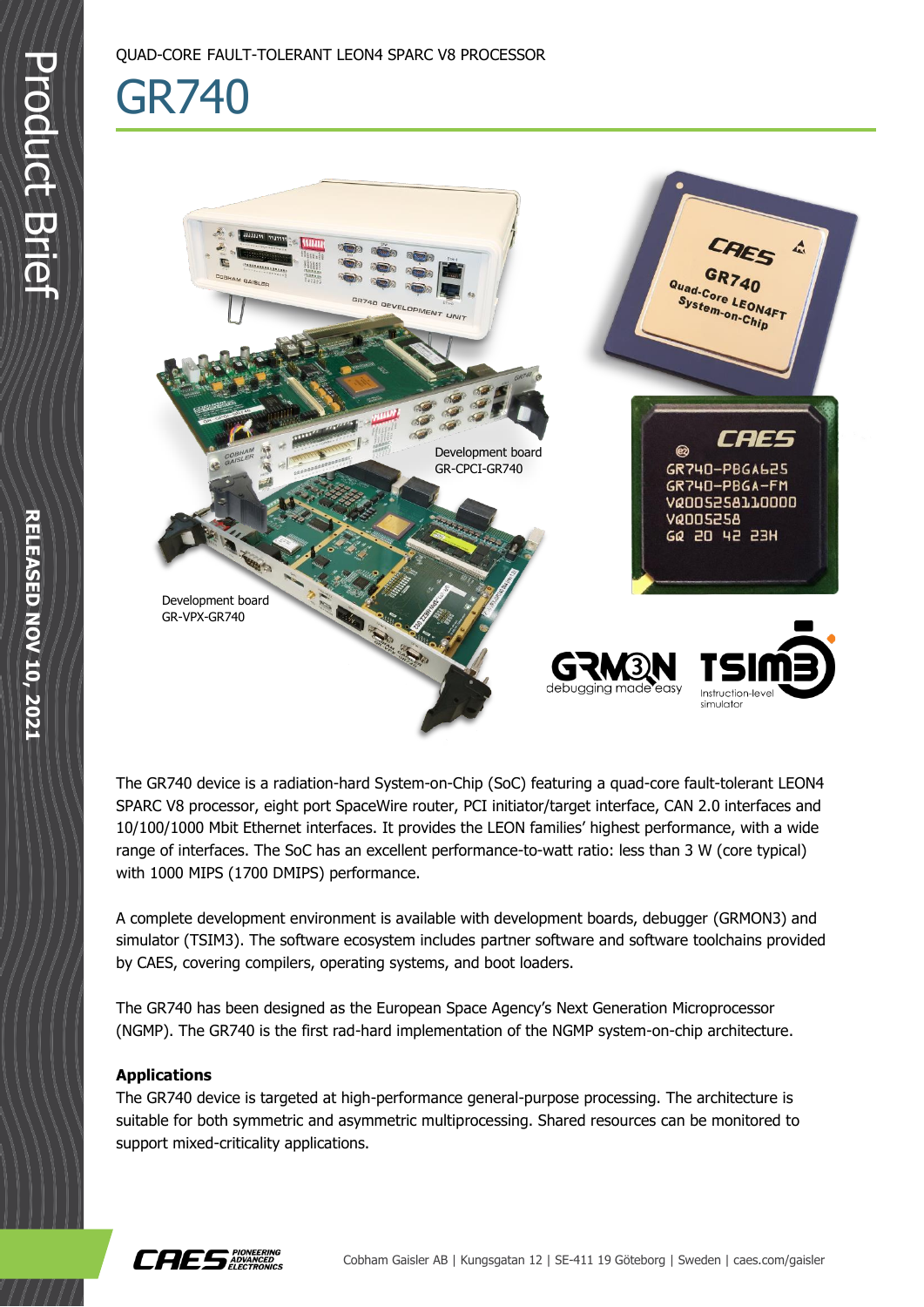QUAD-CORE FAULT-TOLERANT LEON4 SPARC V8 PROCESSOR

# GR740

Development board GR-CPCI-GR740

Development board GR-VPX-GR740

The GR740 device is a radiation-hard System-on-Chip (SoC) featuring a quad-core fault-tolerant LEON4 SPARC V8 processor, eight port SpaceWire router, PCI initiator/target interface, CAN 2.0 interfaces and 10/100/1000 Mbit Ethernet interfaces. It provides the LEON families' highest performance, with a wide range of interfaces. The SoC has an excellent performance-to-watt ratio: less than 3 W (core typical) with 1000 MIPS (1700 DMIPS) performance.

A complete development environment is available with development boards, debugger (GRMON3) and simulator (TSIM3). The software ecosystem includes partner software and software toolchains provided by CAES, covering compilers, operating systems, and boot loaders.

The GR740 has been designed as the European Space Agency's Next Generation Microprocessor (NGMP). The GR740 is the first rad-hard implementation of the NGMP system-on-chip architecture.

**Applications**

The GR740 device is targeted at high-performance general-purpose processing. The architecture is suitable for both symmetric and asymmetric multiprocessing. Shared resources can be monitored to support mixed-criticality applications.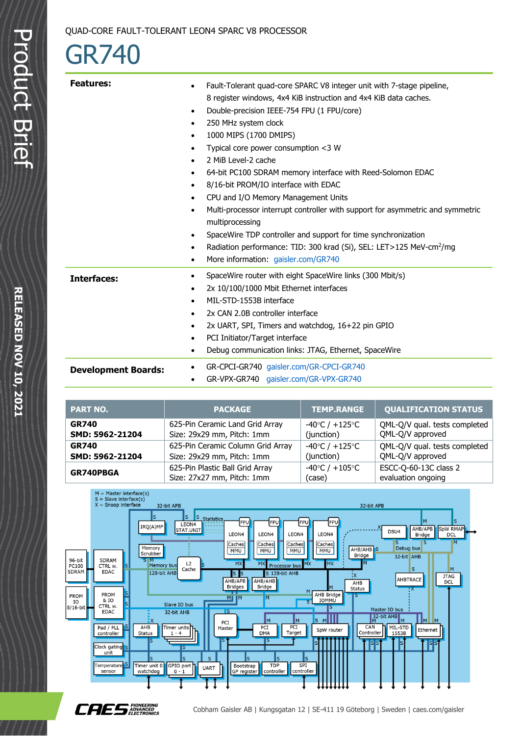QUAD-CORE FAULT-TOLERANT LEON4 SPARC V8 PROCESSOR

# GR740

**Features:**

- Fault-Tolerant quad-core SPARC V8 integer unit with 7-stage pipeline, 8 register windows, 4x4 KiB instruction and 4x4 KiB data caches.
- Double-precision IEEE-754 FPU (1 FPU/core)
- 250 MHz system clock
- 1000 MIPS (1700 DMIPS)
- Typical core power consumption <3 W
- 2 MiB Level-2 cache
- 64-bit PC100 SDRAM memory interface with Reed-Solomon EDAC
- 8/16-bit PROM/IO interface with EDAC
- CPU and I/O Memory Management Units
- Multi-processor interrupt controller with support for asymmetric and symmetric multiprocessing
- SpaceWire TDP controller and support for time synchronization
- Radiation performance: TID: 300 krad (Si), SEL: LET>125 MeV-cm$^2$/mg
- More information: gaisler.com/GR740

**Interfaces:**

- SpaceWire router with eight SpaceWire links (300 Mbit/s)
- 2x 10/100/1000 Mbit Ethernet interfaces
- MIL-STD-1553B interface
- 2x CAN 2.0B controller interface
- 2x UART, SPI, Timers and watchdog, 16+22 pin GPIO
- PCI Initiator/Target interface
- Debug communication links: JTAG, Ethernet, SpaceWire

**Development Boards:**

- GR-CPCI-GR740 gaisler.com/GR-CPCI-GR740
- GR-VPX-GR740 gaisler.com/GR-VPX-GR740

| PART NO. | PACKAGE | TEMP.RANGE | QUALIFICATION STATUS |
|---|---|---|---|
| **GR740** **SMD: 5962-21204** | 625-Pin Ceramic Land Grid Array Size: 29x29 mm, Pitch: 1mm | -40°C / +125°C (junction) | QML-Q/V qual. tests completed QML-Q/V approved |
| **GR740** **SMD: 5962-21204** | 625-Pin Ceramic Column Grid Array Size: 29x29 mm, Pitch: 1mm | -40°C / +125°C (junction) | QML-Q/V qual. tests completed QML-Q/V approved |
| **GR740PBGA** | 625-Pin Plastic Ball Grid Array Size: 27x27 mm, Pitch: 1mm | -40°C / +105°C (case) | ESCC-Q-60-13C class 2 evaluation ongoing |

M = Master interface(s)
S = Slave interface(s)
X = Snoop interface

32-bit APB
32-bit APB
IRQ(A)MP
LEON4 STAT.UNIT
Statistics
FPU
LEON4
Caches
MMU
DSU4
AHB/APB Bridge
SpW RMAP DCL
Memory Scrubber
AHB/AHB Bridge
Debug bus
32-bit AHB
96-bit PC100 SDRAM
SDRAM CTRL w. EDAC
Memory bus
128-bit AHB
L2 Cache
Processor bus
128-bit AHB
AHB/APB Bridges
AHB/APB Bridge
AHB Status
AHBTRACE
JTAG DCL
PROM IO 8/16-bit
PROM & IO CTRL w. EDAC
Slave IO bus
32-bit AHB
AHB Bridge IOMMU
Master IO bus
32-bit AHB
Pad / PLL controller
AHB Status
Timer units 1 - 4
PCI Master
PCI DMA
PCI Target
SpW router
CAN Controller
MIL-STD 1553B
Ethernet
Clock gating unit
Temperature sensor
Timer unit 0 watchdog
GPIO port 0 - 1
UART
Bootstrap GP register
TDP controller
SPI controller

Cobham Gaisler AB | Kungsgatan 12 | SE-411 19 Göteborg | Sweden | caes.com/gaisler